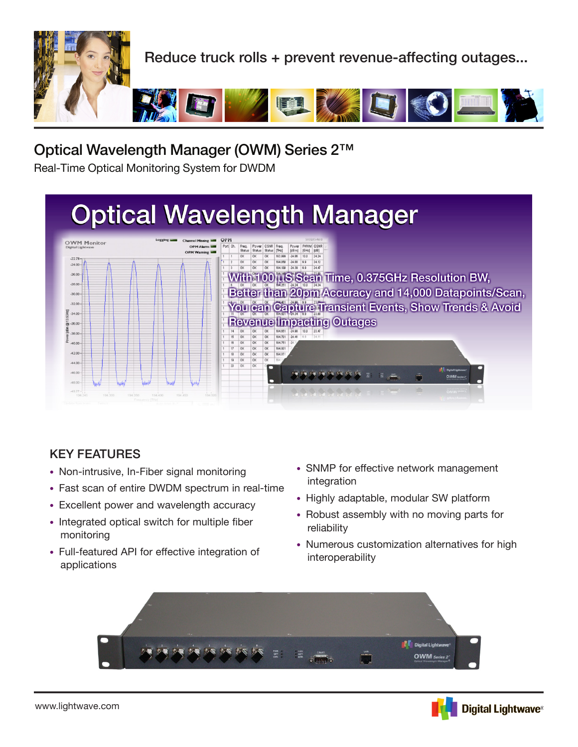Reduce truck rolls + prevent revenue-affecting outages...

# Optical Wavelength Manager (OWM) Series 2™

Real-Time Optical Monitoring System for DWDM

## Optical Wavelength Manager

With 100 uS Scan Time, 0.375GHz Resolution BW, Better than 20pm Accuracy and 14,000 Datapoints/Scan, You can Capture Transient Events, Show Trends & Avoid Revenue Impacting Outages

## KEY FEATURES

- Non-intrusive, In-Fiber signal monitoring
- Fast scan of entire DWDM spectrum in real-time
- Excellent power and wavelength accuracy
- Integrated optical switch for multiple fiber monitoring
- Full-featured API for effective integration of applications
- SNMP for effective network management integration
- Highly adaptable, modular SW platform
- Robust assembly with no moving parts for reliability
- Numerous customization alternatives for high interoperability

www.lightwave.com

Digital Lightwave®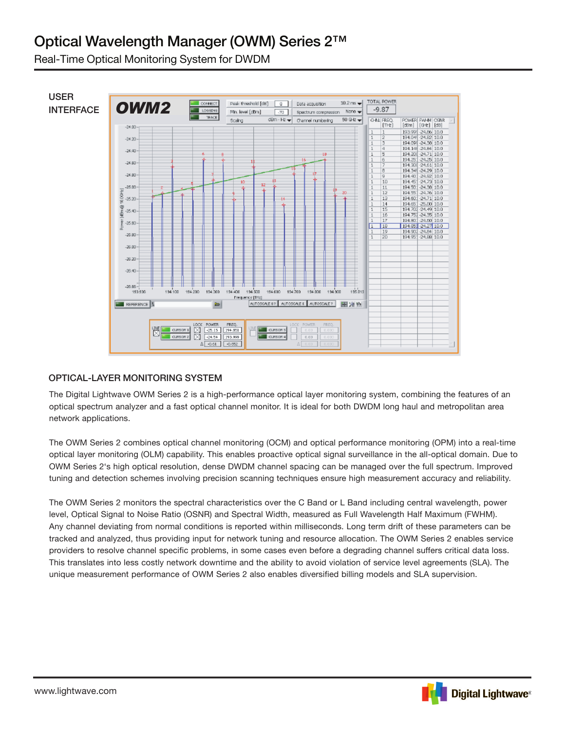# Optical Wavelength Manager (OWM) Series 2™

Real-Time Optical Monitoring System for DWDM

USER INTERFACE

## OPTICAL-LAYER MONITORING SYSTEM

The Digital Lightwave OWM Series 2 is a high-performance optical layer monitoring system, combining the features of an optical spectrum analyzer and a fast optical channel monitor. It is ideal for both DWDM long haul and metropolitan area network applications.

The OWM Series 2 combines optical channel monitoring (OCM) and optical performance monitoring (OPM) into a real-time optical layer monitoring (OLM) capability. This enables proactive optical signal surveillance in the all-optical domain. Due to OWM Series 2's high optical resolution, dense DWDM channel spacing can be managed over the full spectrum. Improved tuning and detection schemes involving precision scanning techniques ensure high measurement accuracy and reliability.

The OWM Series 2 monitors the spectral characteristics over the C Band or L Band including central wavelength, power level, Optical Signal to Noise Ratio (OSNR) and Spectral Width, measured as Full Wavelength Half Maximum (FWHM). Any channel deviating from normal conditions is reported within milliseconds. Long term drift of these parameters can be tracked and analyzed, thus providing input for network tuning and resource allocation. The OWM Series 2 enables service providers to resolve channel specific problems, in some cases even before a degrading channel suffers critical data loss. This translates into less costly network downtime and the ability to avoid violation of service level agreements (SLA). The unique measurement performance of OWM Series 2 also enables diversified billing models and SLA supervision.

www.lightwave.com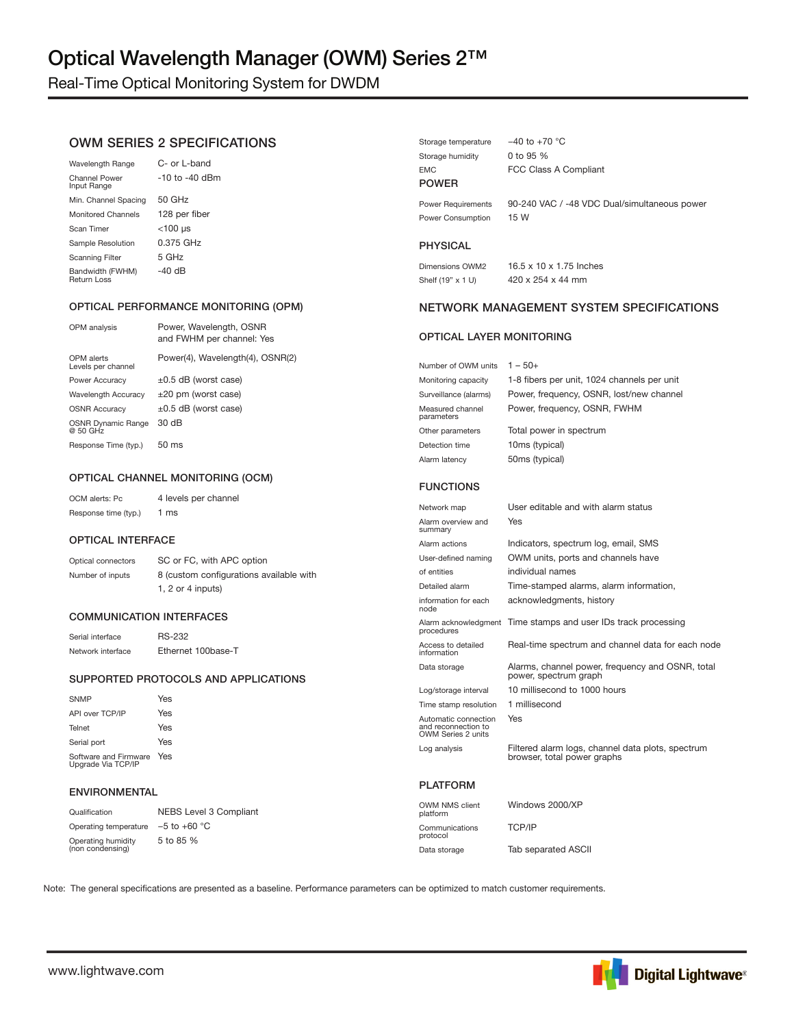# Optical Wavelength Manager (OWM) Series 2™

Real-Time Optical Monitoring System for DWDM

## OWM SERIES 2 SPECIFICATIONS

| | |
|---|---|
| Wavelength Range | C- or L-band |
| Channel Power Input Range | -10 to -40 dBm |
| Min. Channel Spacing | 50 GHz |
| Monitored Channels | 128 per fiber |
| Scan Timer | <100 µs |
| Sample Resolution | 0.375 GHz |
| Scanning Filter | 5 GHz |
| Bandwidth (FWHM) Return Loss | -40 dB |

### OPTICAL PERFORMANCE MONITORING (OPM)

| | |
|---|---|
| OPM analysis | Power, Wavelength, OSNR and FWHM per channel: Yes |
| OPM alerts Levels per channel | Power(4), Wavelength(4), OSNR(2) |
| Power Accuracy | ±0.5 dB (worst case) |
| Wavelength Accuracy | ±20 pm (worst case) |
| OSNR Accuracy | ±0.5 dB (worst case) |
| OSNR Dynamic Range @ 50 GHz | 30 dB |
| Response Time (typ.) | 50 ms |

### OPTICAL CHANNEL MONITORING (OCM)

| | |
|---|---|
| OCM alerts: Pc | 4 levels per channel |
| Response time (typ.) | 1 ms |

### OPTICAL INTERFACE

| | |
|---|---|
| Optical connectors | SC or FC, with APC option |
| Number of inputs | 8 (custom configurations available with 1, 2 or 4 inputs) |

### COMMUNICATION INTERFACES

| | |
|---|---|
| Serial interface | RS-232 |
| Network interface | Ethernet 100base-T |

### SUPPORTED PROTOCOLS AND APPLICATIONS

| | |
|---|---|
| SNMP | Yes |
| API over TCP/IP | Yes |
| Telnet | Yes |
| Serial port | Yes |
| Software and Firmware Upgrade Via TCP/IP | Yes |

### ENVIRONMENTAL

| | |
|---|---|
| Qualification | NEBS Level 3 Compliant |
| Operating temperature | –5 to +60 °C |
| Operating humidity (non condensing) | 5 to 85 % |
| Storage temperature | –40 to +70 °C |
| Storage humidity | 0 to 95 % |
| EMC | FCC Class A Compliant |

### POWER

| | |
|---|---|
| Power Requirements | 90-240 VAC / -48 VDC Dual/simultaneous power |
| Power Consumption | 15 W |

### PHYSICAL

| | |
|---|---|
| Dimensions OWM2 | 16.5 x 10 x 1.75 Inches |
| Shelf (19" x 1 U) | 420 x 254 x 44 mm |

## NETWORK MANAGEMENT SYSTEM SPECIFICATIONS

### OPTICAL LAYER MONITORING

| | |
|---|---|
| Number of OWM units | 1 – 50+ |
| Monitoring capacity | 1-8 fibers per unit, 1024 channels per unit |
| Surveillance (alarms) | Power, frequency, OSNR, lost/new channel |
| Measured channel parameters | Power, frequency, OSNR, FWHM |
| Other parameters | Total power in spectrum |
| Detection time | 10ms (typical) |
| Alarm latency | 50ms (typical) |

### FUNCTIONS

| | |
|---|---|
| Network map | User editable and with alarm status |
| Alarm overview and summary | Yes |
| Alarm actions | Indicators, spectrum log, email, SMS |
| User-defined naming of entities | OWM units, ports and channels have individual names |
| Detailed alarm information for each node | Time-stamped alarms, alarm information, acknowledgments, history |
| Alarm acknowledgment procedures | Time stamps and user IDs track processing |
| Access to detailed information | Real-time spectrum and channel data for each node |
| Data storage | Alarms, channel power, frequency and OSNR, total power, spectrum graph |
| Log/storage interval | 10 millisecond to 1000 hours |
| Time stamp resolution | 1 millisecond |
| Automatic connection and reconnection to OWM Series 2 units | Yes |
| Log analysis | Filtered alarm logs, channel data plots, spectrum browser, total power graphs |

### PLATFORM

| | |
|---|---|
| OWM NMS client platform | Windows 2000/XP |
| Communications protocol | TCP/IP |
| Data storage | Tab separated ASCII |

Note: The general specifications are presented as a baseline. Performance parameters can be optimized to match customer requirements.

www.lightwave.com

Digital Lightwave®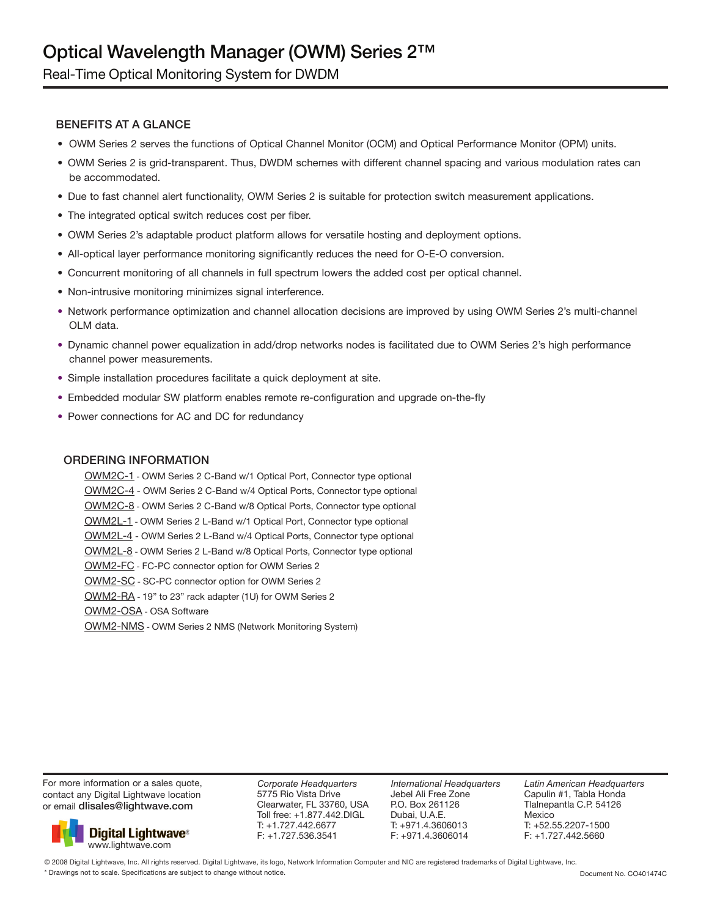# Optical Wavelength Manager (OWM) Series 2™

Real-Time Optical Monitoring System for DWDM

## BENEFITS AT A GLANCE

- OWM Series 2 serves the functions of Optical Channel Monitor (OCM) and Optical Performance Monitor (OPM) units.
- OWM Series 2 is grid-transparent. Thus, DWDM schemes with different channel spacing and various modulation rates can be accommodated.
- Due to fast channel alert functionality, OWM Series 2 is suitable for protection switch measurement applications.
- The integrated optical switch reduces cost per fiber.
- OWM Series 2's adaptable product platform allows for versatile hosting and deployment options.
- All-optical layer performance monitoring significantly reduces the need for O-E-O conversion.
- Concurrent monitoring of all channels in full spectrum lowers the added cost per optical channel.
- Non-intrusive monitoring minimizes signal interference.
- Network performance optimization and channel allocation decisions are improved by using OWM Series 2's multi-channel OLM data.
- Dynamic channel power equalization in add/drop networks nodes is facilitated due to OWM Series 2's high performance channel power measurements.
- Simple installation procedures facilitate a quick deployment at site.
- Embedded modular SW platform enables remote re-configuration and upgrade on-the-fly
- Power connections for AC and DC for redundancy

## ORDERING INFORMATION

OWM2C-1 - OWM Series 2 C-Band w/1 Optical Port, Connector type optional
OWM2C-4 - OWM Series 2 C-Band w/4 Optical Ports, Connector type optional
OWM2C-8 - OWM Series 2 C-Band w/8 Optical Ports, Connector type optional
OWM2L-1 - OWM Series 2 L-Band w/1 Optical Port, Connector type optional
OWM2L-4 - OWM Series 2 L-Band w/4 Optical Ports, Connector type optional
OWM2L-8 - OWM Series 2 L-Band w/8 Optical Ports, Connector type optional
OWM2-FC - FC-PC connector option for OWM Series 2
OWM2-SC - SC-PC connector option for OWM Series 2
OWM2-RA - 19" to 23" rack adapter (1U) for OWM Series 2
OWM2-OSA - OSA Software
OWM2-NMS - OWM Series 2 NMS (Network Monitoring System)

For more information or a sales quote, contact any Digital Lightwave location or email **dlisales@lightwave.com**

Digital Lightwave
www.lightwave.com

*Corporate Headquarters*
5775 Rio Vista Drive
Clearwater, FL 33760, USA
Toll free: +1.877.442.DIGL
T: +1.727.442.6677
F: +1.727.536.3541

*International Headquarters*
Jebel Ali Free Zone
P.O. Box 261126
Dubai, U.A.E.
T: +971.4.3606013
F: +971.4.3606014

*Latin American Headquarters*
Capulin #1, Tabla Honda
Tlalnepantla C.P. 54126
Mexico
T: +52.55.2207-1500
F: +1.727.442.5660

© 2008 Digital Lightwave, Inc. All rights reserved. Digital Lightwave, its logo, Network Information Computer and NIC are registered trademarks of Digital Lightwave, Inc.
* Drawings not to scale. Specifications are subject to change without notice.

Document No. CO401474C